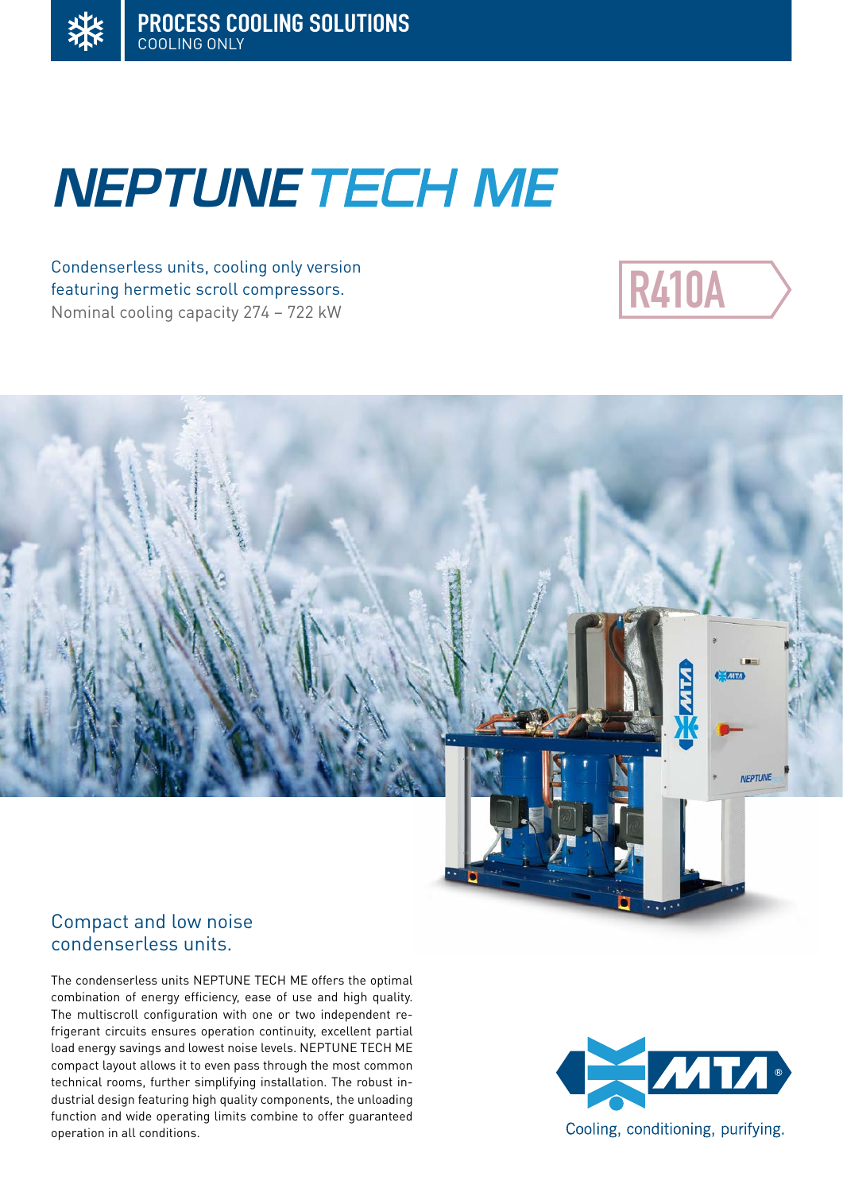**PROCESS COOLING SOLUTIONS**
COOLING ONLY

# NEPTUNE TECH ME

Condenserless units, cooling only version featuring hermetic scroll compressors.
Nominal cooling capacity 274 – 722 kW

R410A

## Compact and low noise condenserless units.

The condenserless units NEPTUNE TECH ME offers the optimal combination of energy efficiency, ease of use and high quality. The multiscroll configuration with one or two independent refrigerant circuits ensures operation continuity, excellent partial load energy savings and lowest noise levels. NEPTUNE TECH ME compact layout allows it to even pass through the most common technical rooms, further simplifying installation. The robust industrial design featuring high quality components, the unloading function and wide operating limits combine to offer guaranteed operation in all conditions.

MTA®
Cooling, conditioning, purifying.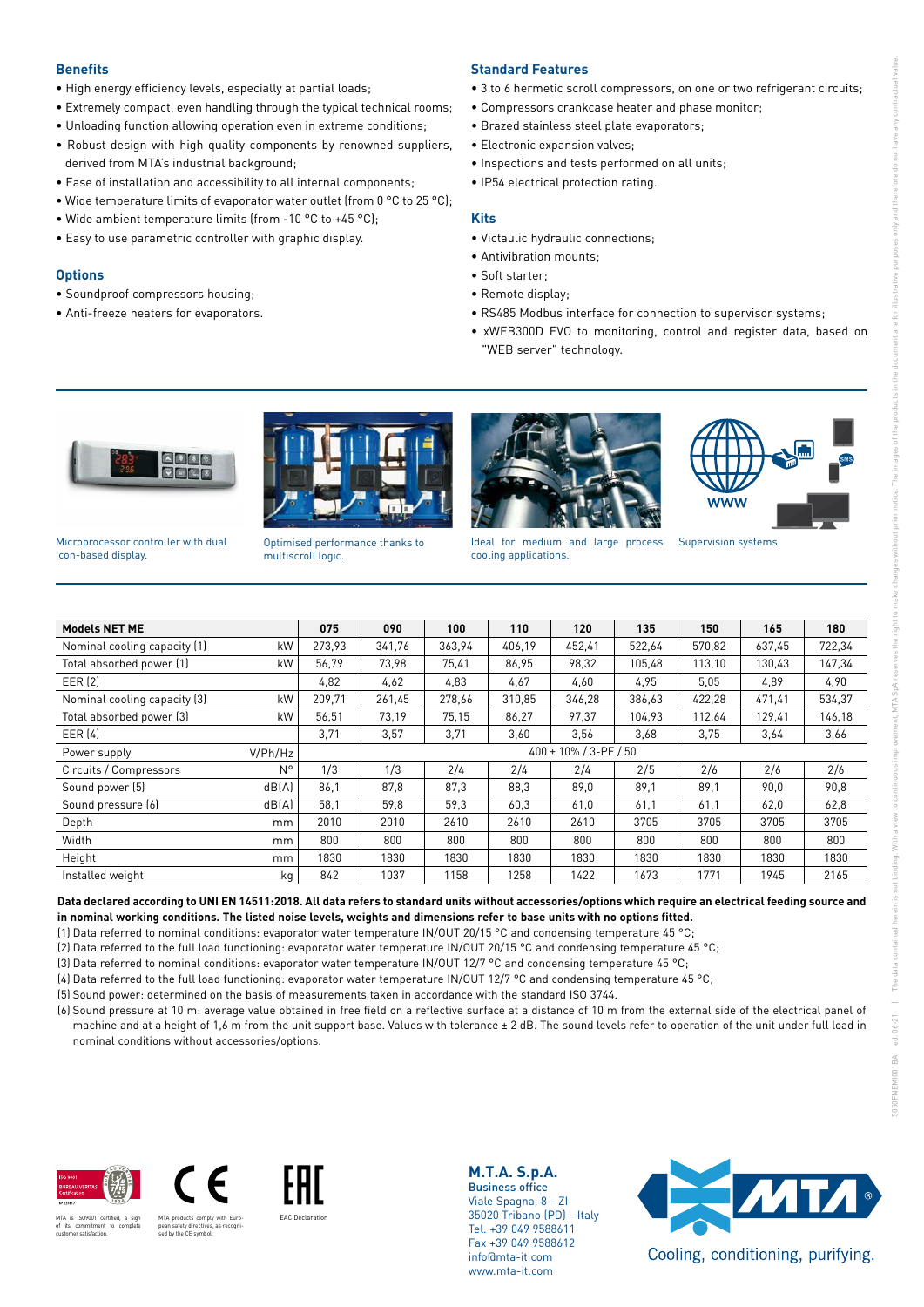## Benefits

- High energy efficiency levels, especially at partial loads;
- Extremely compact, even handling through the typical technical rooms;
- Unloading function allowing operation even in extreme conditions;
- Robust design with high quality components by renowned suppliers, derived from MTA's industrial background;
- Ease of installation and accessibility to all internal components;
- Wide temperature limits of evaporator water outlet (from 0 °C to 25 °C);
- Wide ambient temperature limits (from -10 °C to +45 °C);
- Easy to use parametric controller with graphic display.

## Options

- Soundproof compressors housing;
- Anti-freeze heaters for evaporators.

## Standard Features

- 3 to 6 hermetic scroll compressors, on one or two refrigerant circuits;
- Compressors crankcase heater and phase monitor;
- Brazed stainless steel plate evaporators;
- Electronic expansion valves;
- Inspections and tests performed on all units;
- IP54 electrical protection rating.

## Kits

- Victaulic hydraulic connections;
- Antivibration mounts;
- Soft starter;
- Remote display;
- RS485 Modbus interface for connection to supervisor systems;
- xWEB300D EVO to monitoring, control and register data, based on "WEB server" technology.

Microprocessor controller with dual icon-based display.

Optimised performance thanks to multiscroll logic.

Ideal for medium and large process cooling applications.

Supervision systems.

| Models NET ME | | 075 | 090 | 100 | 110 | 120 | 135 | 150 | 165 | 180 |
|---|---|---|---|---|---|---|---|---|---|---|
| Nominal cooling capacity (1) | kW | 273,93 | 341,76 | 363,94 | 406,19 | 452,41 | 522,64 | 570,82 | 637,45 | 722,34 |
| Total absorbed power (1) | kW | 56,79 | 73,98 | 75,41 | 86,95 | 98,32 | 105,48 | 113,10 | 130,43 | 147,34 |
| EER (2) | | 4,82 | 4,62 | 4,83 | 4,67 | 4,60 | 4,95 | 5,05 | 4,89 | 4,90 |
| Nominal cooling capacity (3) | kW | 209,71 | 261,45 | 278,66 | 310,85 | 346,28 | 386,63 | 422,28 | 471,41 | 534,37 |
| Total absorbed power (3) | kW | 56,51 | 73,19 | 75,15 | 86,27 | 97,37 | 104,93 | 112,64 | 129,41 | 146,18 |
| EER (4) | | 3,71 | 3,57 | 3,71 | 3,60 | 3,56 | 3,68 | 3,75 | 3,64 | 3,66 |
| Power supply | V/Ph/Hz | 400 ± 10% / 3-PE / 50 | | | | | | | | |
| Circuits / Compressors | N° | 1/3 | 1/3 | 2/4 | 2/4 | 2/4 | 2/5 | 2/6 | 2/6 | 2/6 |
| Sound power (5) | dB(A) | 86,1 | 87,8 | 87,3 | 88,3 | 89,0 | 89,1 | 89,1 | 90,0 | 90,8 |
| Sound pressure (6) | dB(A) | 58,1 | 59,8 | 59,3 | 60,3 | 61,0 | 61,1 | 61,1 | 62,0 | 62,8 |
| Depth | mm | 2010 | 2010 | 2610 | 2610 | 2610 | 3705 | 3705 | 3705 | 3705 |
| Width | mm | 800 | 800 | 800 | 800 | 800 | 800 | 800 | 800 | 800 |
| Height | mm | 1830 | 1830 | 1830 | 1830 | 1830 | 1830 | 1830 | 1830 | 1830 |
| Installed weight | kg | 842 | 1037 | 1158 | 1258 | 1422 | 1673 | 1771 | 1945 | 2165 |

**Data declared according to UNI EN 14511:2018. All data refers to standard units without accessories/options which require an electrical feeding source and in nominal working conditions. The listed noise levels, weights and dimensions refer to base units with no options fitted.**

(1) Data referred to nominal conditions: evaporator water temperature IN/OUT 20/15 °C and condensing temperature 45 °C;
(2) Data referred to the full load functioning: evaporator water temperature IN/OUT 20/15 °C and condensing temperature 45 °C;
(3) Data referred to nominal conditions: evaporator water temperature IN/OUT 12/7 °C and condensing temperature 45 °C;
(4) Data referred to the full load functioning: evaporator water temperature IN/OUT 12/7 °C and condensing temperature 45 °C;
(5) Sound power: determined on the basis of measurements taken in accordance with the standard ISO 3744.
(6) Sound pressure at 10 m: average value obtained in free field on a reflective surface at a distance of 10 m from the external side of the electrical panel of machine and at a height of 1,6 m from the unit support base. Values with tolerance ± 2 dB. The sound levels refer to operation of the unit under full load in nominal conditions without accessories/options.

The data contained herein is not binding. With a view to continuous improvement, MTA SpA reserves the right to make changes without prior notice. The images of the products in the document are for illustrative purposes only and therefore do not have any contractual value.

5050FNEME001BA ed. 06-21

MTA is ISO9001 certified, a sign of its commitment to complete customer satisfaction.

MTA products comply with European safety directives, as recognised by the CE symbol.

EAC Declaration

**M.T.A. S.p.A.**
Business office
Viale Spagna, 8 - ZI
35020 Tribano (PD) - Italy
Tel. +39 049 9588611
Fax +39 049 9588612
info@mta-it.com
www.mta-it.com

Cooling, conditioning, purifying.